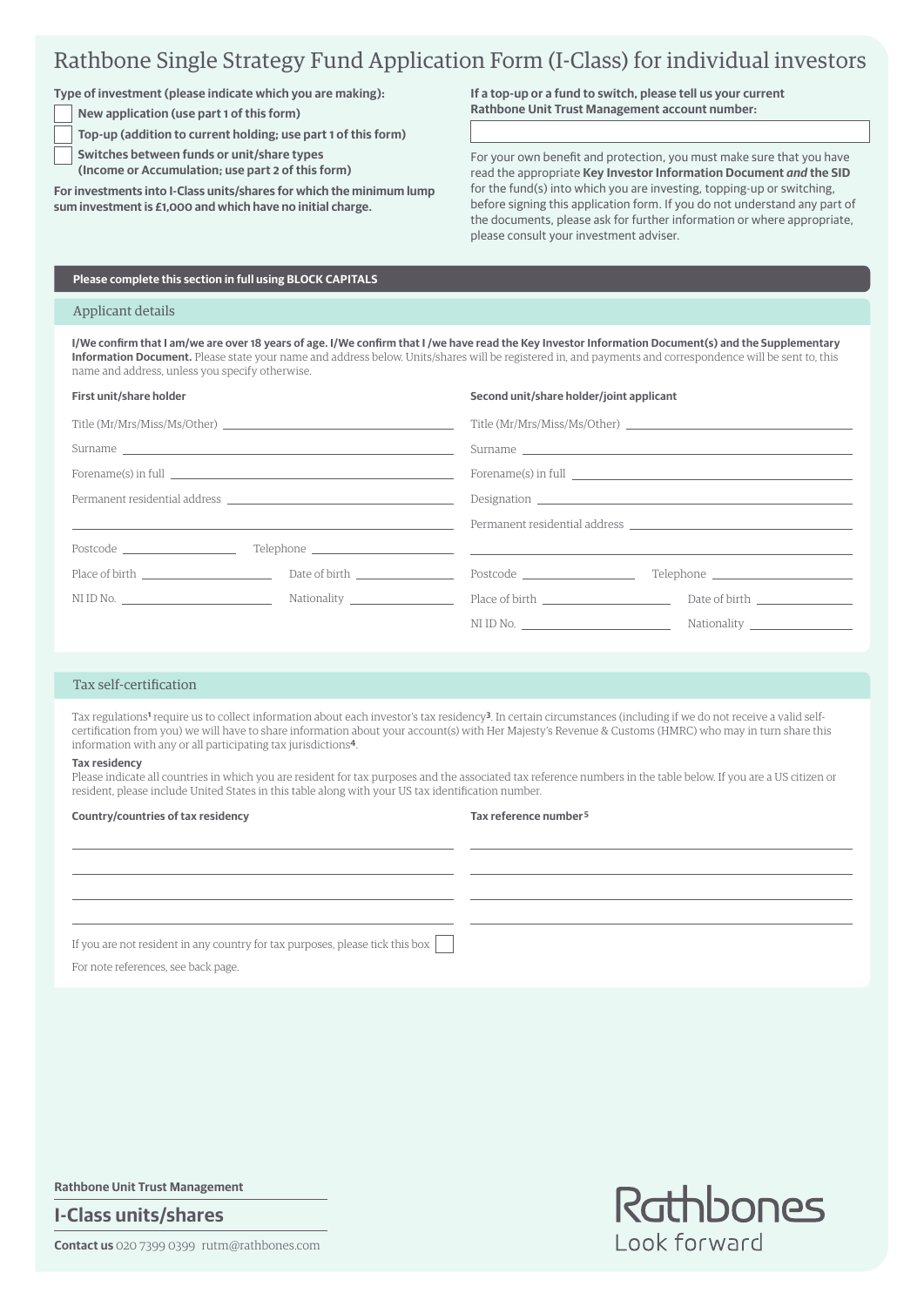# Rathbone Single Strategy Fund Application Form (I-Class) for individual investors

**Type of investment (please indicate which you are making):**

- ☐ **New application (use part 1 of this form)**
- ☐ **Top-up (addition to current holding; use part 1 of this form)**
- ☐ **Switches between funds or unit/share types (Income or Accumulation; use part 2 of this form)**

**For investments into I-Class units/shares for which the minimum lump sum investment is £1,000 and which have no initial charge.**

**If a top-up or a fund to switch, please tell us your current Rathbone Unit Trust Management account number:**

______________________

For your own benefit and protection, you must make sure that you have read the appropriate **Key Investor Information Document** ***and*** **the SID** for the fund(s) into which you are investing, topping-up or switching, before signing this application form. If you do not understand any part of the documents, please ask for further information or where appropriate, please consult your investment adviser.

**Please complete this section in full using BLOCK CAPITALS**

## Applicant details

**I/We confirm that I am/we are over 18 years of age. I/We confirm that I /we have read the Key Investor Information Document(s) and the Supplementary Information Document.** Please state your name and address below. Units/shares will be registered in, and payments and correspondence will be sent to, this name and address, unless you specify otherwise.

**First unit/share holder**

Title (Mr/Mrs/Miss/Ms/Other) ______________________

Surname ______________________

Forename(s) in full ______________________

Permanent residential address ______________________

______________________

Postcode ____________ Telephone ____________

Place of birth ____________ Date of birth ____________

NI ID No. ____________ Nationality ____________

**Second unit/share holder/joint applicant**

Title (Mr/Mrs/Miss/Ms/Other) ______________________

Surname ______________________

Forename(s) in full ______________________

Designation ______________________

Permanent residential address ______________________

______________________

Postcode ____________ Telephone ____________

Place of birth ____________ Date of birth ____________

NI ID No. ____________ Nationality ____________

## Tax self-certification

Tax regulations[1] require us to collect information about each investor's tax residency[3]. In certain circumstances (including if we do not receive a valid self-certification from you) we will have to share information about your account(s) with Her Majesty's Revenue & Customs (HMRC) who may in turn share this information with any or all participating tax jurisdictions[4].

**Tax residency**

Please indicate all countries in which you are resident for tax purposes and the associated tax reference numbers in the table below. If you are a US citizen or resident, please include United States in this table along with your US tax identification number.

| Country/countries of tax residency | Tax reference number[5] |
|---|---|
| | |
| | |
| | |
| | |

If you are not resident in any country for tax purposes, please tick this box ☐

For note references, see back page.

**Rathbone Unit Trust Management**

**I-Class units/shares**

**Contact us** 020 7399 0399 rutm@rathbones.com

Rathbones
Look forward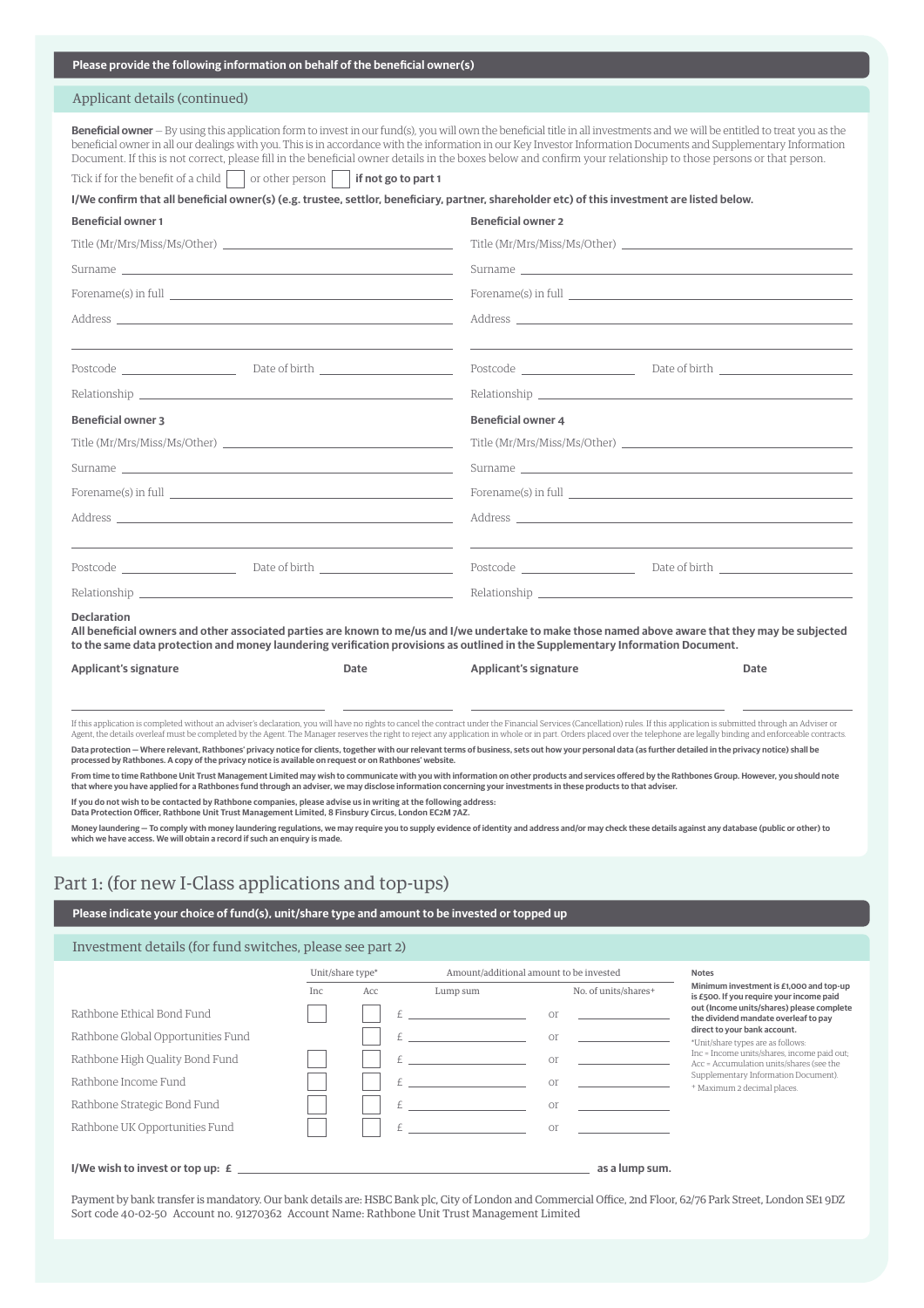**Please provide the following information on behalf of the beneficial owner(s)**

## Applicant details (continued)

**Beneficial owner** – By using this application form to invest in our fund(s), you will own the beneficial title in all investments and we will be entitled to treat you as the beneficial owner in all our dealings with you. This is in accordance with the information in our Key Investor Information Documents and Supplementary Information Document. If this is not correct, please fill in the beneficial owner details in the boxes below and confirm your relationship to those persons or that person.

Tick if for the benefit of a child ☐ or other person ☐ **if not go to part 1**

**I/We confirm that all beneficial owner(s) (e.g. trustee, settlor, beneficiary, partner, shareholder etc) of this investment are listed below.**

**Beneficial owner 1**

Title (Mr/Mrs/Miss/Ms/Other) ____________________

Surname ____________________

Forename(s) in full ____________________

Address ____________________

____________________

Postcode ____________ Date of birth ____________

Relationship ____________________

**Beneficial owner 2**

Title (Mr/Mrs/Miss/Ms/Other) ____________________

Surname ____________________

Forename(s) in full ____________________

Address ____________________

____________________

Postcode ____________ Date of birth ____________

Relationship ____________________

**Beneficial owner 3**

Title (Mr/Mrs/Miss/Ms/Other) ____________________

Surname ____________________

Forename(s) in full ____________________

Address ____________________

____________________

Postcode ____________ Date of birth ____________

Relationship ____________________

**Beneficial owner 4**

Title (Mr/Mrs/Miss/Ms/Other) ____________________

Surname ____________________

Forename(s) in full ____________________

Address ____________________

____________________

Postcode ____________ Date of birth ____________

Relationship ____________________

**Declaration**

**All beneficial owners and other associated parties are known to me/us and I/we undertake to make those named above aware that they may be subjected to the same data protection and money laundering verification provisions as outlined in the Supplementary Information Document.**

| **Applicant's signature** | **Date** | **Applicant's signature** | **Date** |
|---|---|---|---|
| | | | |

If this application is completed without an adviser's declaration, you will have no rights to cancel the contract under the Financial Services (Cancellation) rules. If this application is submitted through an Adviser or Agent, the details overleaf must be completed by the Agent. The Manager reserves the right to reject any application in whole or in part. Orders placed over the telephone are legally binding and enforceable contracts.

**Data protection – Where relevant, Rathbones' privacy notice for clients, together with our relevant terms of business, sets out how your personal data (as further detailed in the privacy notice) shall be processed by Rathbones. A copy of the privacy notice is available on request or on Rathbones' website.**

**From time to time Rathbone Unit Trust Management Limited may wish to communicate with you with information on other products and services offered by the Rathbones Group. However, you should note that where you have applied for a Rathbones fund through an adviser, we may disclose information concerning your investments in these products to that adviser.**

**If you do not wish to be contacted by Rathbone companies, please advise us in writing at the following address:**
**Data Protection Officer, Rathbone Unit Trust Management Limited, 8 Finsbury Circus, London EC2M 7AZ.**

**Money laundering – To comply with money laundering regulations, we may require you to supply evidence of identity and address and/or may check these details against any database (public or other) to which we have access. We will obtain a record if such an enquiry is made.**

# Part 1: (for new I-Class applications and top-ups)

**Please indicate your choice of fund(s), unit/share type and amount to be invested or topped up**

## Investment details (for fund switches, please see part 2)

| | Unit/share type* | | Amount/additional amount to be invested | | |
|---|---|---|---|---|---|
| | Inc | Acc | Lump sum | | No. of units/shares+ |
| Rathbone Ethical Bond Fund | ☐ | ☐ | £ ________ | or | ________ |
| Rathbone Global Opportunities Fund | | ☐ | £ ________ | or | ________ |
| Rathbone High Quality Bond Fund | ☐ | ☐ | £ ________ | or | ________ |
| Rathbone Income Fund | ☐ | ☐ | £ ________ | or | ________ |
| Rathbone Strategic Bond Fund | ☐ | ☐ | £ ________ | or | ________ |
| Rathbone UK Opportunities Fund | ☐ | ☐ | £ ________ | or | ________ |

**Notes**

**Minimum investment is £1,000 and top-up is £500. If you require your income paid out (Income units/shares) please complete the dividend mandate overleaf to pay direct to your bank account.**

*Unit/share types are as follows: Inc = Income units/shares, income paid out; Acc = Accumulation units/shares (see the Supplementary Information Document).

+ Maximum 2 decimal places.

**I/We wish to invest or top up: £** ________________________ **as a lump sum.**

Payment by bank transfer is mandatory. Our bank details are: HSBC Bank plc, City of London and Commercial Office, 2nd Floor, 62/76 Park Street, London SE1 9DZ Sort code 40-02-50 Account no. 91270362 Account Name: Rathbone Unit Trust Management Limited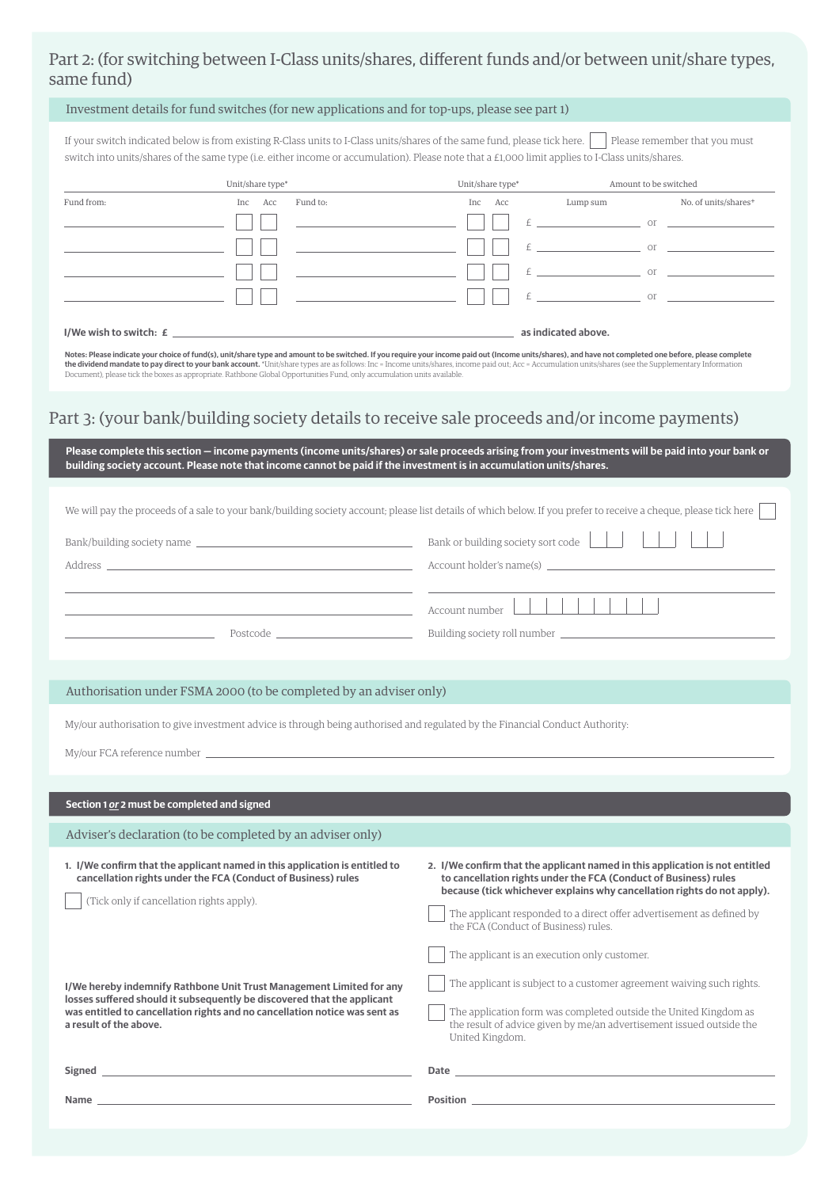## Part 2: (for switching between I-Class units/shares, different funds and/or between unit/share types, same fund)

### Investment details for fund switches (for new applications and for top-ups, please see part 1)

If your switch indicated below is from existing R-Class units to I-Class units/shares of the same fund, please tick here. ☐ Please remember that you must switch into units/shares of the same type (i.e. either income or accumulation). Please note that a £1,000 limit applies to I-Class units/shares.

| | Unit/share type* | | | Unit/share type* | | Amount to be switched | | |
|---|---|---|---|---|---|---|---|---|
| Fund from: | Inc | Acc | Fund to: | Inc | Acc | Lump sum | | No. of units/shares* |
| ______ | ☐ | ☐ | ______ | ☐ | ☐ | £ ______ | or | ______ |
| ______ | ☐ | ☐ | ______ | ☐ | ☐ | £ ______ | or | ______ |
| ______ | ☐ | ☐ | ______ | ☐ | ☐ | £ ______ | or | ______ |
| ______ | ☐ | ☐ | ______ | ☐ | ☐ | £ ______ | or | ______ |

**I/We wish to switch: £** ______________________ **as indicated above.**

**Notes: Please indicate your choice of fund(s), unit/share type and amount to be switched. If you require your income paid out (Income units/shares), and have not completed one before, please complete the dividend mandate to pay direct to your bank account.** *Unit/share types are as follows: Inc = Income units/shares, income paid out; Acc = Accumulation units/shares (see the Supplementary Information Document), please tick the boxes as appropriate. Rathbone Global Opportunities Fund, only accumulation units available.

## Part 3: (your bank/building society details to receive sale proceeds and/or income payments)

**Please complete this section — income payments (income units/shares) or sale proceeds arising from your investments will be paid into your bank or building society account. Please note that income cannot be paid if the investment is in accumulation units/shares.**

We will pay the proceeds of a sale to your bank/building society account; please list details of which below. If you prefer to receive a cheque, please tick here ☐

Bank/building society name ______________________

Address ______________________

______________________

______________________

______________________ Postcode ______________________

Bank or building society sort code ☐☐ ☐☐ ☐☐

Account holder's name(s) ______________________

______________________

Account number ☐☐☐☐☐☐☐☐☐

Building society roll number ______________________

### Authorisation under FSMA 2000 (to be completed by an adviser only)

My/our authorisation to give investment advice is through being authorised and regulated by the Financial Conduct Authority:

My/our FCA reference number ______________________

**Section 1 *or* 2 must be completed and signed**

### Adviser's declaration (to be completed by an adviser only)

**1. I/We confirm that the applicant named in this application is entitled to cancellation rights under the FCA (Conduct of Business) rules**

☐ (Tick only if cancellation rights apply).

**I/We hereby indemnify Rathbone Unit Trust Management Limited for any losses suffered should it subsequently be discovered that the applicant was entitled to cancellation rights and no cancellation notice was sent as a result of the above.**

**2. I/We confirm that the applicant named in this application is not entitled to cancellation rights under the FCA (Conduct of Business) rules because (tick whichever explains why cancellation rights do not apply).**

☐ The applicant responded to a direct offer advertisement as defined by the FCA (Conduct of Business) rules.

☐ The applicant is an execution only customer.

☐ The applicant is subject to a customer agreement waiving such rights.

☐ The application form was completed outside the United Kingdom as the result of advice given by me/an advertisement issued outside the United Kingdom.

**Signed** ______________________ **Date** ______________________

**Name** ______________________ **Position** ______________________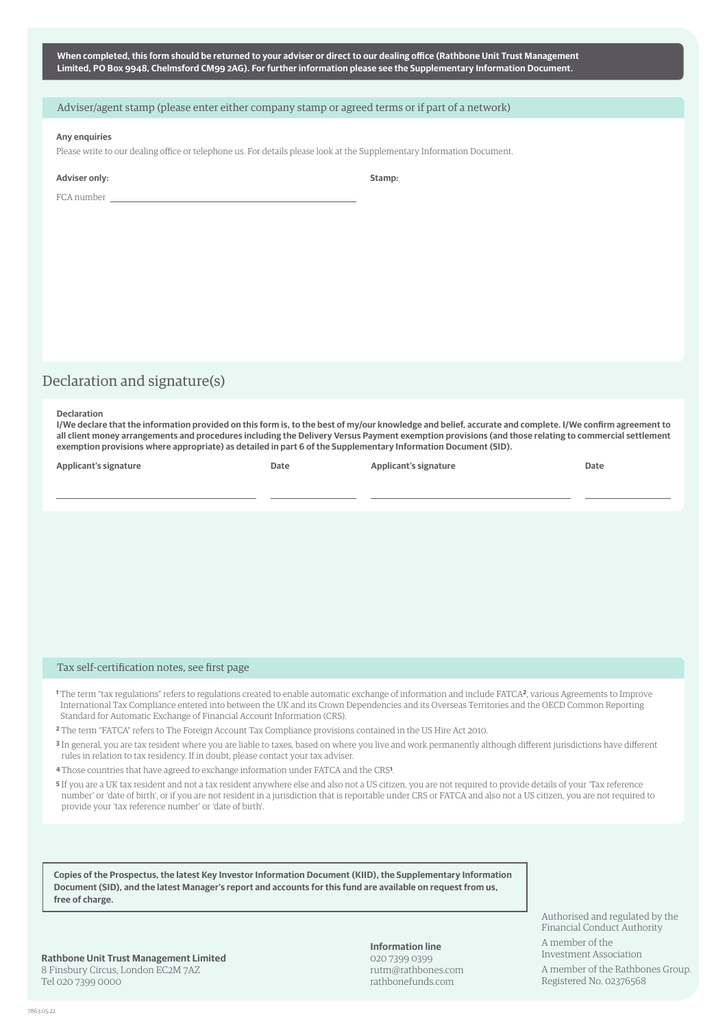**When completed, this form should be returned to your adviser or direct to our dealing office (Rathbone Unit Trust Management Limited, PO Box 9948, Chelmsford CM99 2AG). For further information please see the Supplementary Information Document.**

## Adviser/agent stamp (please enter either company stamp or agreed terms or if part of a network)

**Any enquiries**

Please write to our dealing office or telephone us. For details please look at the Supplementary Information Document.

**Adviser only:**

FCA number ______________________________

**Stamp:**

## Declaration and signature(s)

**Declaration**

**I/We declare that the information provided on this form is, to the best of my/our knowledge and belief, accurate and complete. I/We confirm agreement to all client money arrangements and procedures including the Delivery Versus Payment exemption provisions (and those relating to commercial settlement exemption provisions where appropriate) as detailed in part 6 of the Supplementary Information Document (SID).**

| Applicant's signature | Date | Applicant's signature | Date |
|---|---|---|---|
| | | | |

## Tax self-certification notes, see first page

[1] The term "tax regulations" refers to regulations created to enable automatic exchange of information and include FATCA[2], various Agreements to Improve International Tax Compliance entered into between the UK and its Crown Dependencies and its Overseas Territories and the OECD Common Reporting Standard for Automatic Exchange of Financial Account Information (CRS).

[2] The term "FATCA" refers to The Foreign Account Tax Compliance provisions contained in the US Hire Act 2010.

[3] In general, you are tax resident where you are liable to taxes, based on where you live and work permanently although different jurisdictions have different rules in relation to tax residency. If in doubt, please contact your tax adviser.

[4] Those countries that have agreed to exchange information under FATCA and the CRS[1].

[5] If you are a UK tax resident and not a tax resident anywhere else and also not a US citizen, you are not required to provide details of your 'Tax reference number' or 'date of birth', or if you are not resident in a jurisdiction that is reportable under CRS or FATCA and also not a US citizen, you are not required to provide your 'tax reference number' or 'date of birth'.

**Copies of the Prospectus, the latest Key Investor Information Document (KIID), the Supplementary Information Document (SID), and the latest Manager's report and accounts for this fund are available on request from us, free of charge.**

**Rathbone Unit Trust Management Limited**
8 Finsbury Circus, London EC2M 7AZ
Tel 020 7399 0000

**Information line**
020 7399 0399
rutm@rathbones.com
rathbonefunds.com

Authorised and regulated by the Financial Conduct Authority

A member of the Investment Association

A member of the Rathbones Group. Registered No. 02376568

7863.05.22